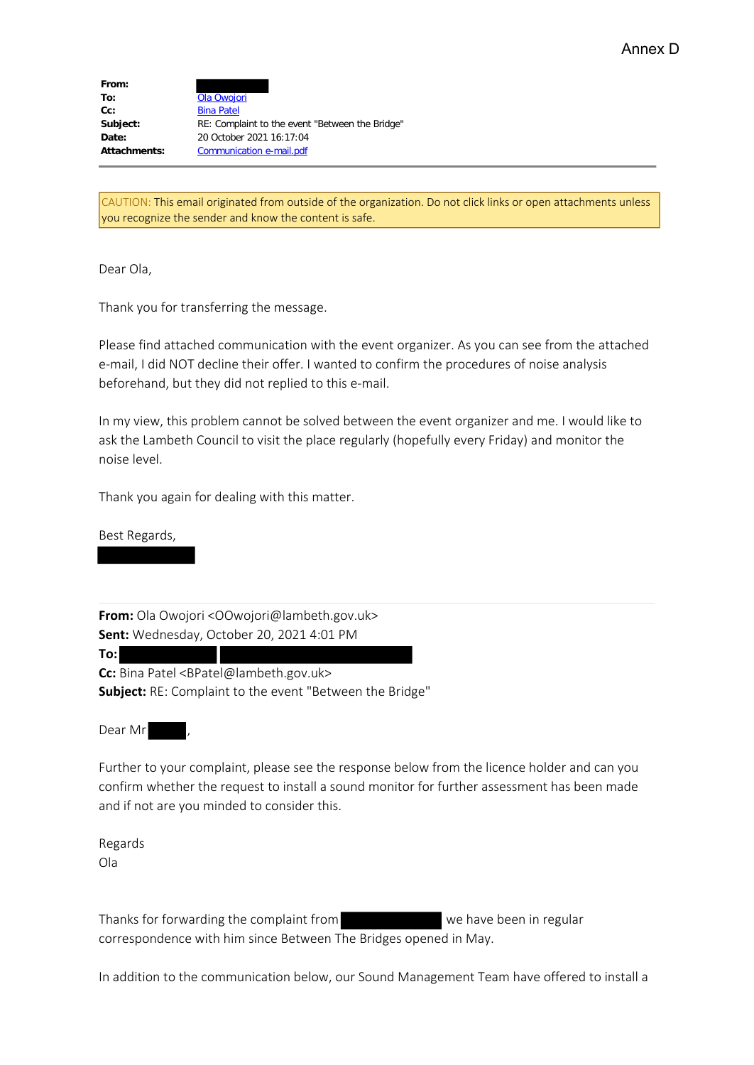Annex D

**From:**
**To:** Ola Owojori
**Cc:** Bina Patel
**Subject:** RE: Complaint to the event "Between the Bridge"
**Date:** 20 October 2021 16:17:04
**Attachments:** Communication e-mail.pdf

---

CAUTION: This email originated from outside of the organization. Do not click links or open attachments unless you recognize the sender and know the content is safe.

Dear Ola,

Thank you for transferring the message.

Please find attached communication with the event organizer. As you can see from the attached e-mail, I did NOT decline their offer. I wanted to confirm the procedures of noise analysis beforehand, but they did not replied to this e-mail.

In my view, this problem cannot be solved between the event organizer and me. I would like to ask the Lambeth Council to visit the place regularly (hopefully every Friday) and monitor the noise level.

Thank you again for dealing with this matter.

Best Regards,

---

**From:** Ola Owojori <OOwojori@lambeth.gov.uk>
**Sent:** Wednesday, October 20, 2021 4:01 PM
**To:**
**Cc:** Bina Patel <BPatel@lambeth.gov.uk>
**Subject:** RE: Complaint to the event "Between the Bridge"

Dear Mr ,

Further to your complaint, please see the response below from the licence holder and can you confirm whether the request to install a sound monitor for further assessment has been made and if not are you minded to consider this.

Regards
Ola

Thanks for forwarding the complaint from we have been in regular correspondence with him since Between The Bridges opened in May.

In addition to the communication below, our Sound Management Team have offered to install a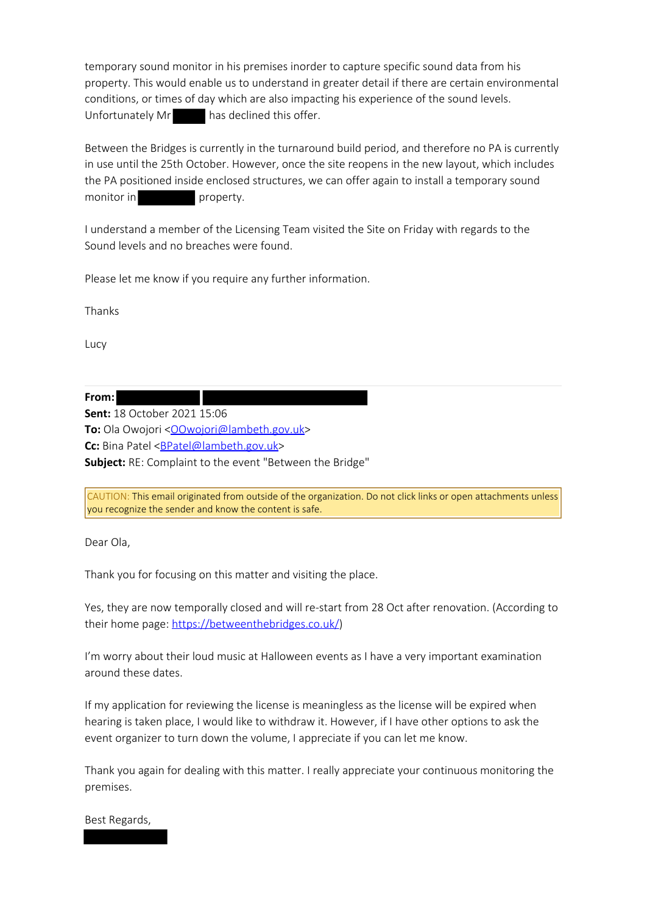temporary sound monitor in his premises inorder to capture specific sound data from his property. This would enable us to understand in greater detail if there are certain environmental conditions, or times of day which are also impacting his experience of the sound levels. Unfortunately Mr ██████ has declined this offer.

Between the Bridges is currently in the turnaround build period, and therefore no PA is currently in use until the 25th October. However, once the site reopens in the new layout, which includes the PA positioned inside enclosed structures, we can offer again to install a temporary sound monitor in ██████ property.

I understand a member of the Licensing Team visited the Site on Friday with regards to the Sound levels and no breaches were found.

Please let me know if you require any further information.

Thanks

Lucy

---

**From:** ██████ ██████
**Sent:** 18 October 2021 15:06
**To:** Ola Owojori <OOwojori@lambeth.gov.uk>
**Cc:** Bina Patel <BPatel@lambeth.gov.uk>
**Subject:** RE: Complaint to the event "Between the Bridge"

CAUTION: This email originated from outside of the organization. Do not click links or open attachments unless you recognize the sender and know the content is safe.

Dear Ola,

Thank you for focusing on this matter and visiting the place.

Yes, they are now temporally closed and will re-start from 28 Oct after renovation. (According to their home page: https://betweenthebridges.co.uk/)

I'm worry about their loud music at Halloween events as I have a very important examination around these dates.

If my application for reviewing the license is meaningless as the license will be expired when hearing is taken place, I would like to withdraw it. However, if I have other options to ask the event organizer to turn down the volume, I appreciate if you can let me know.

Thank you again for dealing with this matter. I really appreciate your continuous monitoring the premises.

Best Regards,
██████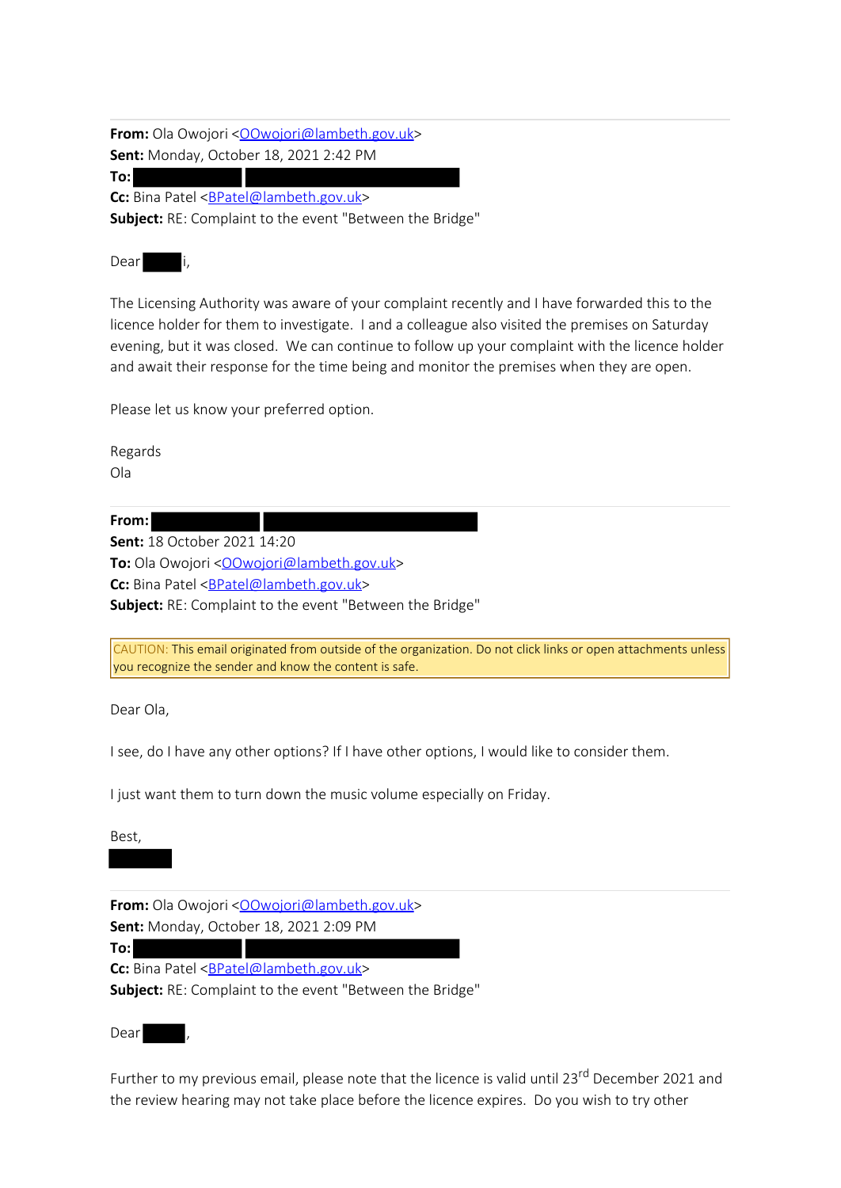**From:** Ola Owojori <OOwojori@lambeth.gov.uk>
**Sent:** Monday, October 18, 2021 2:42 PM
**To:** 
**Cc:** Bina Patel <BPatel@lambeth.gov.uk>
**Subject:** RE: Complaint to the event "Between the Bridge"

Dear i,

The Licensing Authority was aware of your complaint recently and I have forwarded this to the licence holder for them to investigate. I and a colleague also visited the premises on Saturday evening, but it was closed. We can continue to follow up your complaint with the licence holder and await their response for the time being and monitor the premises when they are open.

Please let us know your preferred option.

Regards
Ola

---

**From:** 
**Sent:** 18 October 2021 14:20
**To:** Ola Owojori <OOwojori@lambeth.gov.uk>
**Cc:** Bina Patel <BPatel@lambeth.gov.uk>
**Subject:** RE: Complaint to the event "Between the Bridge"

CAUTION: This email originated from outside of the organization. Do not click links or open attachments unless you recognize the sender and know the content is safe.

Dear Ola,

I see, do I have any other options? If I have other options, I would like to consider them.

I just want them to turn down the music volume especially on Friday.

Best,

---

**From:** Ola Owojori <OOwojori@lambeth.gov.uk>
**Sent:** Monday, October 18, 2021 2:09 PM
**To:** 
**Cc:** Bina Patel <BPatel@lambeth.gov.uk>
**Subject:** RE: Complaint to the event "Between the Bridge"

Dear ,

Further to my previous email, please note that the licence is valid until 23rd December 2021 and the review hearing may not take place before the licence expires. Do you wish to try other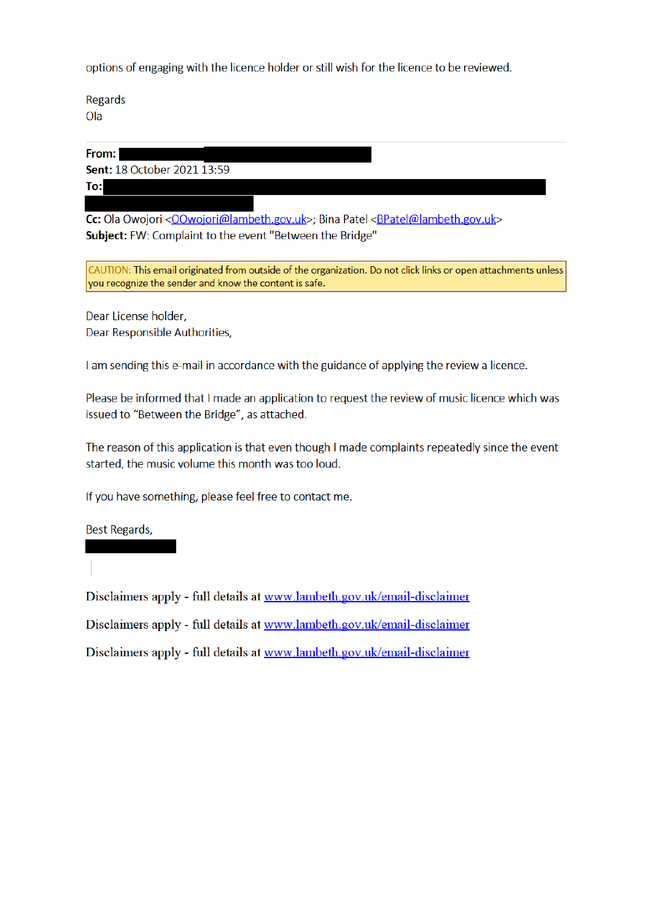options of engaging with the licence holder or still wish for the licence to be reviewed.

Regards
Ola

---

**From:** 
**Sent:** 18 October 2021 13:59
**To:** 

**Cc:** Ola Owojori <OOwojori@lambeth.gov.uk>; Bina Patel <BPatel@lambeth.gov.uk>
**Subject:** FW: Complaint to the event "Between the Bridge"

CAUTION: This email originated from outside of the organization. Do not click links or open attachments unless you recognize the sender and know the content is safe.

Dear License holder,
Dear Responsible Authorities,

I am sending this e-mail in accordance with the guidance of applying the review a licence.

Please be informed that I made an application to request the review of music licence which was issued to "Between the Bridge", as attached.

The reason of this application is that even though I made complaints repeatedly since the event started, the music volume this month was too loud.

If you have something, please feel free to contact me.

Best Regards,

Disclaimers apply - full details at www.lambeth.gov.uk/email-disclaimer

Disclaimers apply - full details at www.lambeth.gov.uk/email-disclaimer

Disclaimers apply - full details at www.lambeth.gov.uk/email-disclaimer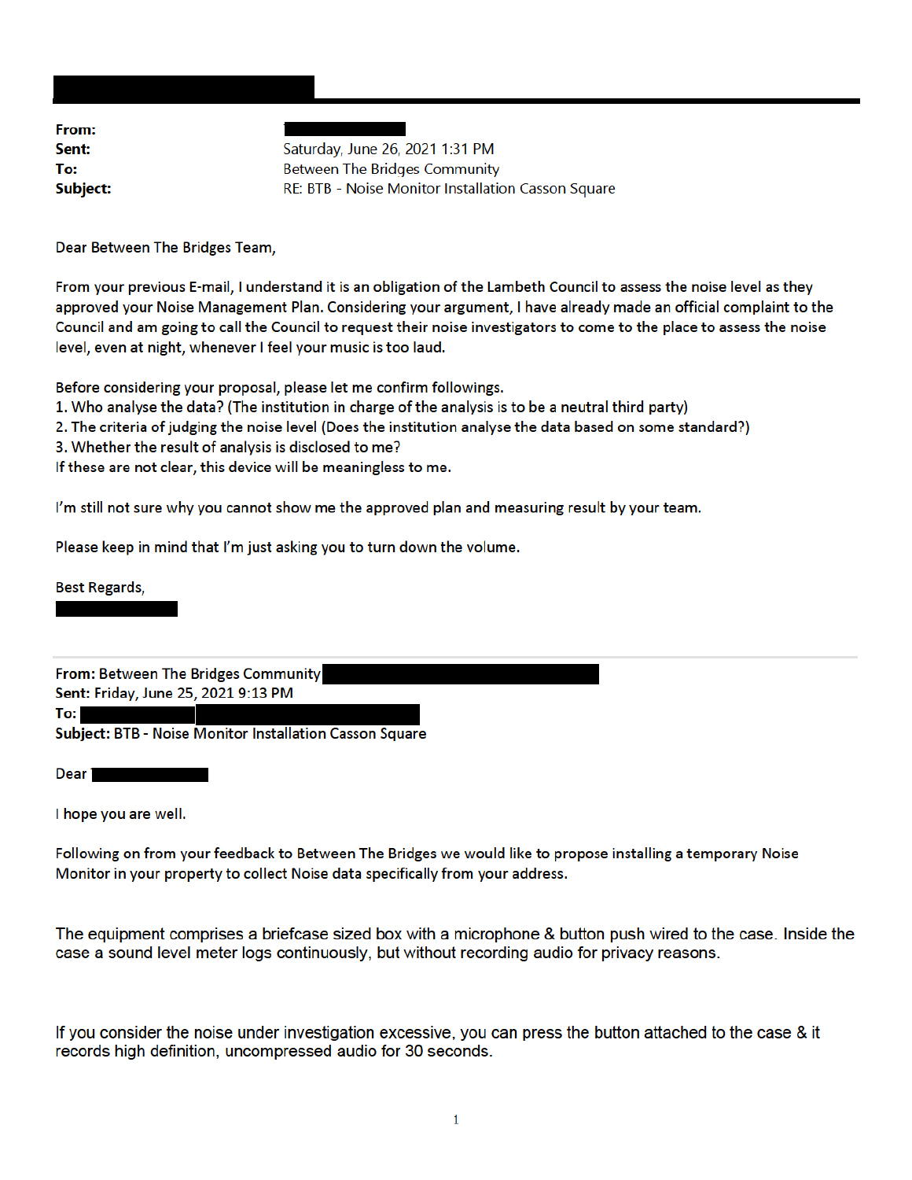**From:**
**Sent:** Saturday, June 26, 2021 1:31 PM
**To:** Between The Bridges Community
**Subject:** RE: BTB - Noise Monitor Installation Casson Square

Dear Between The Bridges Team,

From your previous E-mail, I understand it is an obligation of the Lambeth Council to assess the noise level as they approved your Noise Management Plan. Considering your argument, I have already made an official complaint to the Council and am going to call the Council to request their noise investigators to come to the place to assess the noise level, even at night, whenever I feel your music is too laud.

Before considering your proposal, please let me confirm followings.
1. Who analyse the data? (The institution in charge of the analysis is to be a neutral third party)
2. The criteria of judging the noise level (Does the institution analyse the data based on some standard?)
3. Whether the result of analysis is disclosed to me?
If these are not clear, this device will be meaningless to me.

I'm still not sure why you cannot show me the approved plan and measuring result by your team.

Please keep in mind that I'm just asking you to turn down the volume.

Best Regards,

---

**From:** Between The Bridges Community
**Sent:** Friday, June 25, 2021 9:13 PM
**To:**
**Subject:** BTB - Noise Monitor Installation Casson Square

Dear

I hope you are well.

Following on from your feedback to Between The Bridges we would like to propose installing a temporary Noise Monitor in your property to collect Noise data specifically from your address.

The equipment comprises a briefcase sized box with a microphone & button push wired to the case. Inside the case a sound level meter logs continuously, but without recording audio for privacy reasons.

If you consider the noise under investigation excessive, you can press the button attached to the case & it records high definition, uncompressed audio for 30 seconds.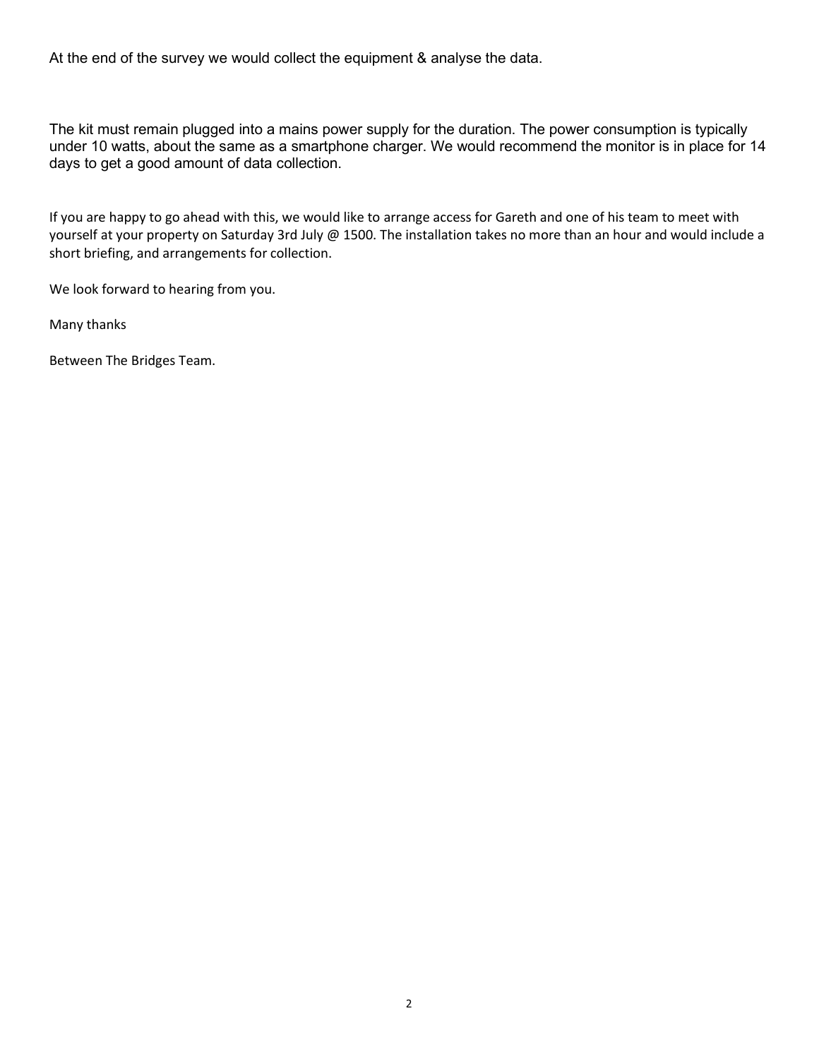At the end of the survey we would collect the equipment & analyse the data.

The kit must remain plugged into a mains power supply for the duration. The power consumption is typically under 10 watts, about the same as a smartphone charger. We would recommend the monitor is in place for 14 days to get a good amount of data collection.

If you are happy to go ahead with this, we would like to arrange access for Gareth and one of his team to meet with yourself at your property on Saturday 3rd July @ 1500. The installation takes no more than an hour and would include a short briefing, and arrangements for collection.

We look forward to hearing from you.

Many thanks

Between The Bridges Team.